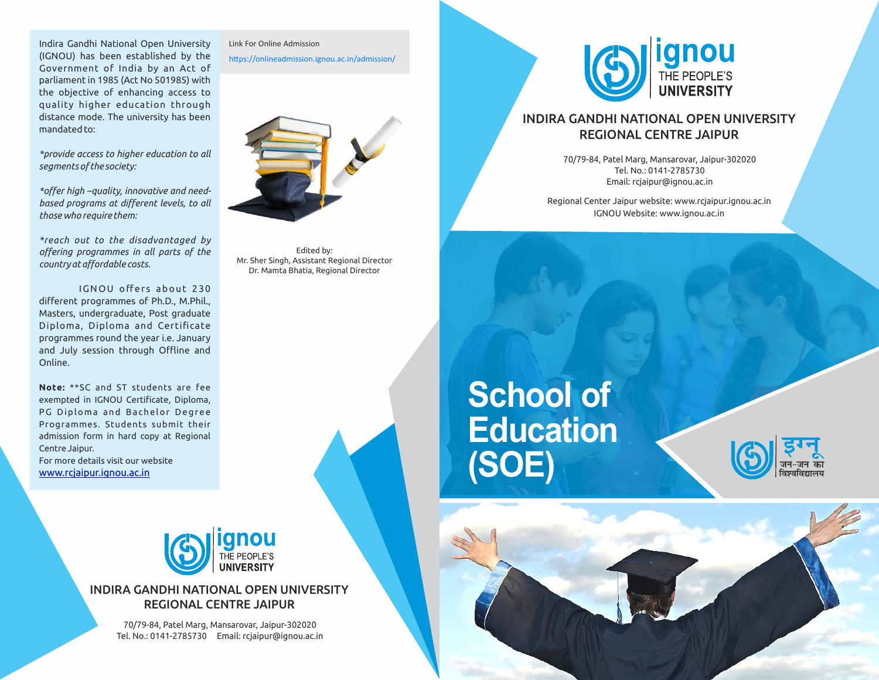Indira Gandhi National Open University (IGNOU) has been established by the Government of India by an Act of parliament in 1985 (Act No 501985) with the objective of enhancing access to quality higher education through distance mode. The university has been mandated to:

*\*provide access to higher education to all segments of the society:*

*\*offer high –quality, innovative and need-based programs at different levels, to all those who require them:*

*\*reach out to the disadvantaged by offering programmes in all parts of the country at affordable costs.*

IGNOU offers about 230 different programmes of Ph.D., M.Phil., Masters, undergraduate, Post graduate Diploma, Diploma and Certificate programmes round the year i.e. January and July session through Offline and Online.

**Note:** **SC and ST students are fee exempted in IGNOU Certificate, Diploma, PG Diploma and Bachelor Degree Programmes. Students submit their admission form in hard copy at Regional Centre Jaipur.
For more details visit our website
www.rcjaipur.ignou.ac.in

Link For Online Admission
https://onlineadmission.ignou.ac.in/admission/

Edited by:
Mr. Sher Singh, Assistant Regional Director
Dr. Mamta Bhatia, Regional Director

ignou THE PEOPLE'S UNIVERSITY

## INDIRA GANDHI NATIONAL OPEN UNIVERSITY REGIONAL CENTRE JAIPUR

70/79-84, Patel Marg, Mansarovar, Jaipur-302020
Tel. No.: 0141-2785730 Email: rcjaipur@ignou.ac.in

ignou THE PEOPLE'S UNIVERSITY

## INDIRA GANDHI NATIONAL OPEN UNIVERSITY REGIONAL CENTRE JAIPUR

70/79-84, Patel Marg, Mansarovar, Jaipur-302020
Tel. No.: 0141-2785730
Email: rcjaipur@ignou.ac.in

Regional Center Jaipur website: www.rcjaipur.ignou.ac.in
IGNOU Website: www.ignou.ac.in

# School of Education (SOE)

इग्नू जन-जन का विश्वविद्यालय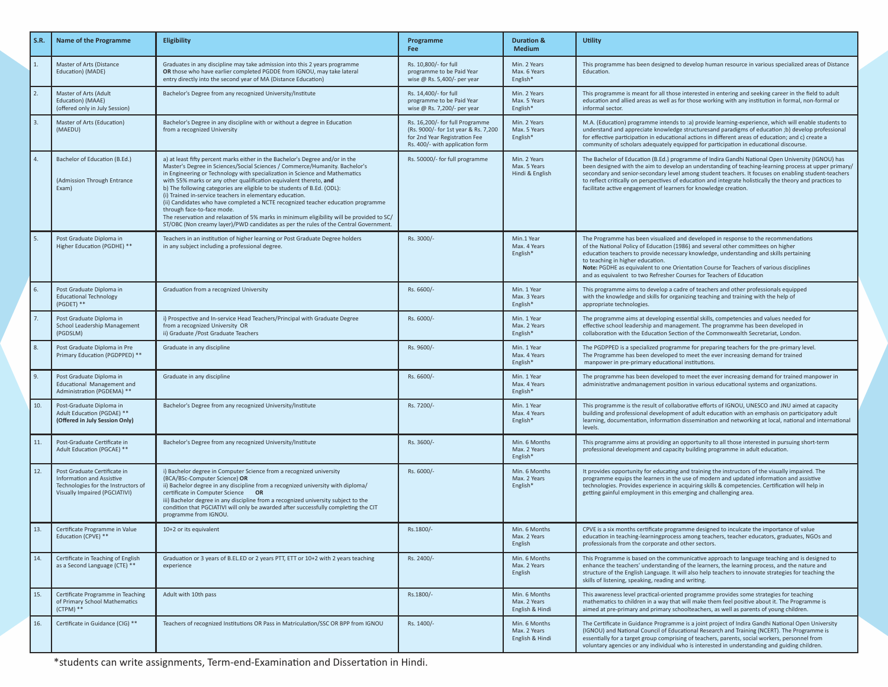| S.R. | Name of the Programme | Eligibility | Programme Fee | Duration & Medium | Utility |
|---|---|---|---|---|---|
| 1. | Master of Arts (Distance Education) (MADE) | Graduates in any discipline may take admission into this 2 years programme **OR** those who have earlier completed PGDDE from IGNOU, may take lateral entry directly into the second year of MA (Distance Education) | Rs. 10,800/- for full programme to be Paid Year wise @ Rs. 5,400/- per year | Min. 2 Years Max. 6 Years English* | This programme has been designed to develop human resource in various specialized areas of Distance Education. |
| 2. | Master of Arts (Adult Education) (MAAE) (offered only in July Session) | Bachelor's Degree from any recognized University/Institute | Rs. 14,400/- for full programme to be Paid Year wise @ Rs. 7,200/- per year | Min. 2 Years Max. 5 Years English* | This programme is meant for all those interested in entering and seeking career in the field to adult education and allied areas as well as for those working with any institution in formal, non-formal or informal sector. |
| 3. | Master of Arts (Education) (MAEDU) | Bachelor's Degree in any discipline with or without a degree in Education from a recognized University | Rs. 16,200/- for full Programme (Rs. 9000/- for 1st year & Rs. 7,200 for 2nd Year Registration Fee Rs. 400/- with application form | Min. 2 Years Max. 5 Years English* | M.A. (Education) programme intends to :a) provide learning-experience, which will enable students to understand and appreciate knowledge structuresand paradigms of education ;b) develop professional for effective participation in educational actions in different areas of education; and c) create a community of scholars adequately equipped for participation in educational discourse. |
| 4. | Bachelor of Education (B.Ed.) (Admission Through Entrance Exam) | a) at least fifty percent marks either in the Bachelor's Degree and/or in the Master's Degree in Sciences/Social Sciences / Commerce/Humanity. Bachelor's in Engineering or Technology with specialization in Science and Mathematics with 55% marks or any other qualification equivalent thereto, **and** b) The following categories are eligible to be students of B.Ed. (ODL): (i) Trained in-service teachers in elementary education. (ii) Candidates who have completed a NCTE recognized teacher education programme through face-to-face mode. The reservation and relaxation of 5% marks in minimum eligibility will be provided to SC/ ST/OBC (Non creamy layer)/PWD candidates as per the rules of the Central Government. | Rs. 50000/- for full programme | Min. 2 Years Max. 5 Years Hindi & English | The Bachelor of Education (B.Ed.) programme of Indira Gandhi National Open University (IGNOU) has been designed with the aim to develop an understanding of teaching-learning process at upper primary/ secondary and senior-secondary level among student teachers. It focuses on enabling student-teachers to reflect critically on perspectives of education and integrate holistically the theory and practices to facilitate active engagement of learners for knowledge creation. |
| 5. | Post Graduate Diploma in Higher Education (PGDHE) ** | Teachers in an institution of higher learning or Post Graduate Degree holders in any subject including a professional degree. | Rs. 3000/- | Min.1 Year Max. 4 Years English* | The Programme has been visualized and developed in response to the recommendations of the National Policy of Education (1986) and several other committees on higher education teachers to provide necessary knowledge, understanding and skills pertaining to teaching in higher education. **Note:** PGDHE as equivalent to one Orientation Course for Teachers of various disciplines and as equivalent to two Refresher Courses for Teachers of Education |
| 6. | Post Graduate Diploma in Educational Technology (PGDET) ** | Graduation from a recognized University | Rs. 6600/- | Min. 1 Year Max. 3 Years English* | This programme aims to develop a cadre of teachers and other professionals equipped with the knowledge and skills for organizing teaching and training with the help of appropriate technologies. |
| 7. | Post Graduate Diploma in School Leadership Management (PGDSLM) | i) Prospective and In-service Head Teachers/Principal with Graduate Degree from a recognized University OR ii) Graduate /Post Graduate Teachers | Rs. 6000/- | Min. 1 Year Max. 2 Years English* | The programme aims at developing essential skills, competencies and values needed for effective school leadership and management. The programme has been developed in collaboration with the Education Section of the Commonwealth Secretariat, London. |
| 8. | Post Graduate Diploma in Pre Primary Education (PGDPPED) ** | Graduate in any discipline | Rs. 9600/- | Min. 1 Year Max. 4 Years English* | The PGDPPED is a specialized programme for preparing teachers for the pre-primary level. The Programme has been developed to meet the ever increasing demand for trained manpower in pre-primary educational institutions. |
| 9. | Post Graduate Diploma in Educational Management and Administration (PGDEMA) ** | Graduate in any discipline | Rs. 6600/- | Min. 1 Year Max. 4 Years English* | The programme has been developed to meet the ever increasing demand for trained manpower in administrative andmanagement position in various educational systems and organizations. |
| 10. | Post-Graduate Diploma in Adult Education (PGDAE) ** **(Offered in July Session Only)** | Bachelor's Degree from any recognized University/Institute | Rs. 7200/- | Min. 1 Year Max. 4 Years English* | This programme is the result of collaborative efforts of IGNOU, UNESCO and JNU aimed at capacity building and professional development of adult education with an emphasis on participatory adult learning, documentation, information dissemination and networking at local, national and international levels. |
| 11. | Post-Graduate Certificate in Adult Education (PGCAE) ** | Bachelor's Degree from any recognized University/Institute | Rs. 3600/- | Min. 6 Months Max. 2 Years English* | This programme aims at providing an opportunity to all those interested in pursuing short-term professional development and capacity building programme in adult education. |
| 12. | Post Graduate Certificate in Information and Assistive Technologies for the Instructors of Visually Impaired (PGCIATIVI) | i) Bachelor degree in Computer Science from a recognized university (BCA/BSc-Computer Science) **OR** ii) Bachelor degree in any discipline from a recognized university with diploma/ certificate in Computer Science **OR** iii) Bachelor degree in any discipline from a recognized university subject to the condition that PGCIATIVI will only be awarded after successfully completing the CIT programme from IGNOU. | Rs. 6000/- | Min. 6 Months Max. 2 Years English* | It provides opportunity for educating and training the instructors of the visually impaired. The programme equips the learners in the use of modern and updated information and assistive technologies. Provides experience in acquiring skills & competencies. Certification will help in getting gainful employment in this emerging and challenging area. |
| 13. | Certificate Programme in Value Education (CPVE) ** | 10+2 or its equivalent | Rs.1800/- | Min. 6 Months Max. 2 Years English | CPVE is a six months certificate programme designed to inculcate the importance of value education in teaching-learningprocess among teachers, teacher educators, graduates, NGOs and professionals from the corporate and other sectors. |
| 14. | Certificate in Teaching of English as a Second Language (CTE) ** | Graduation or 3 years of B.EL.ED or 2 years PTT, ETT or 10+2 with 2 years teaching experience | Rs. 2400/- | Min. 6 Months Max. 2 Years English | This Programme is based on the communicative approach to language teaching and is designed to enhance the teachers' understanding of the learners, the learning process, and the nature and structure of the English Language. It will also help teachers to innovate strategies for teaching the skills of listening, speaking, reading and writing. |
| 15. | Certificate Programme in Teaching of Primary School Mathematics (CTPM) ** | Adult with 10th pass | Rs.1800/- | Min. 6 Months Max. 2 Years English & Hindi | This awareness level practical-oriented programme provides some strategies for teaching mathematics to children in a way that will make them feel positive about it. The Programme is aimed at pre-primary and primary schoolteachers, as well as parents of young children. |
| 16. | Certificate in Guidance (CIG) ** | Teachers of recognized Institutions OR Pass in Matriculation/SSC OR BPP from IGNOU | Rs. 1400/- | Min. 6 Months Max. 2 Years English & Hindi | The Certificate in Guidance Programme is a joint project of Indira Gandhi National Open University (IGNOU) and National Council of Educational Research and Training (NCERT). The Programme is essentially for a target group comprising of teachers, parents, social workers, personnel from voluntary agencies or any individual who is interested in understanding and guiding children. |

*students can write assignments, Term-end-Examination and Dissertation in Hindi.